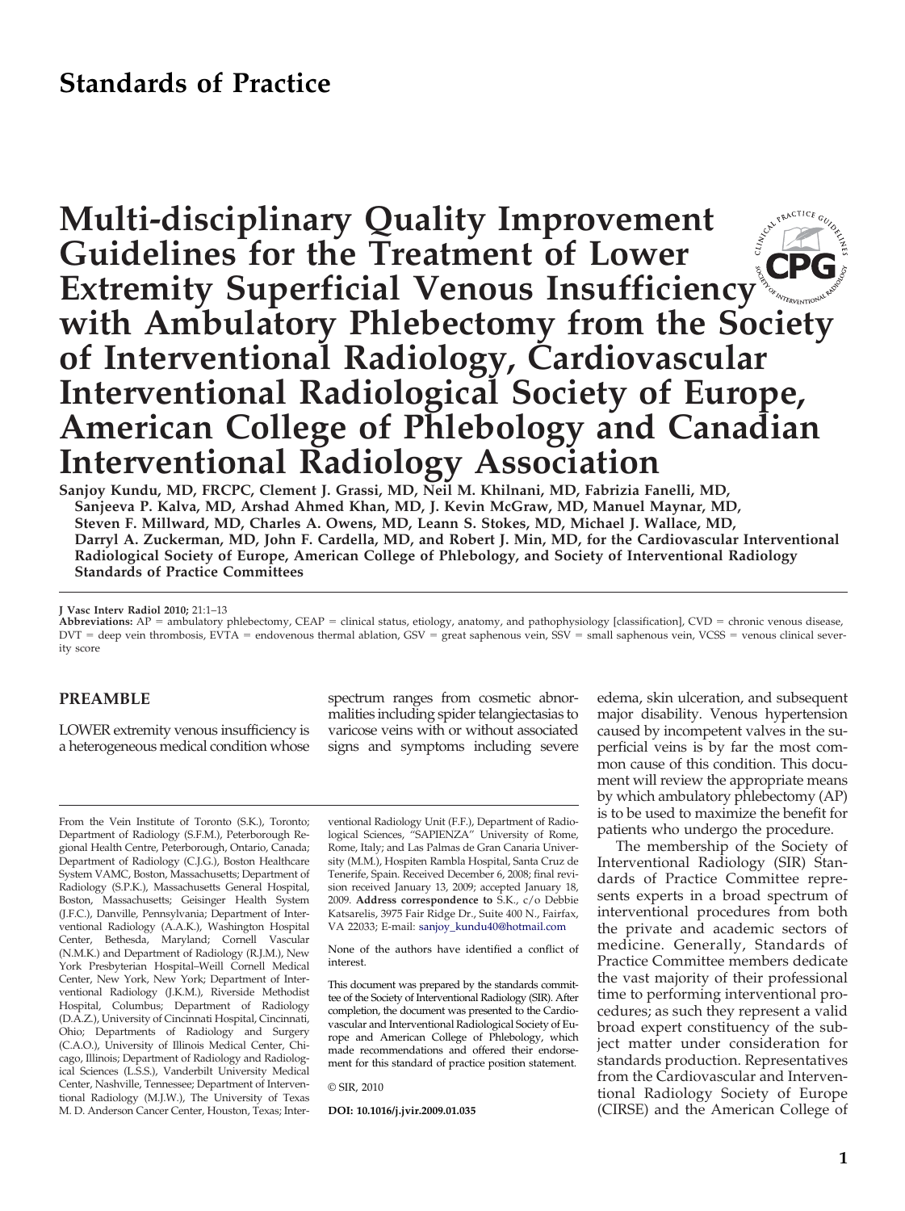## Standards of Practice

# Multi-disciplinary Quality Improvement Guidelines for the Treatment of Lower Extremity Superficial Venous Insufficiency with Ambulatory Phlebectomy from the Society of Interventional Radiology, Cardiovascular Interventional Radiological Society of Europe, American College of Phlebology and Canadian Interventional Radiology Association

**Sanjoy Kundu, MD, FRCPC, Clement J. Grassi, MD, Neil M. Khilnani, MD, Fabrizia Fanelli, MD, Sanjeeva P. Kalva, MD, Arshad Ahmed Khan, MD, J. Kevin McGraw, MD, Manuel Maynar, MD, Steven F. Millward, MD, Charles A. Owens, MD, Leann S. Stokes, MD, Michael J. Wallace, MD, Darryl A. Zuckerman, MD, John F. Cardella, MD, and Robert J. Min, MD, for the Cardiovascular Interventional Radiological Society of Europe, American College of Phlebology, and Society of Interventional Radiology Standards of Practice Committees**

**J Vasc Interv Radiol 2010;** 21:1–13

**Abbreviations:** AP = ambulatory phlebectomy, CEAP = clinical status, etiology, anatomy, and pathophysiology [classification], CVD = chronic venous disease, DVT = deep vein thrombosis, EVTA = endovenous thermal ablation, GSV = great saphenous vein, SSV = small saphenous vein, VCSS = venous clinical severity score

## PREAMBLE

LOWER extremity venous insufficiency is a heterogeneous medical condition whose spectrum ranges from cosmetic abnormalities including spider telangiectasias to varicose veins with or without associated signs and symptoms including severe edema, skin ulceration, and subsequent major disability. Venous hypertension caused by incompetent valves in the superficial veins is by far the most common cause of this condition. This document will review the appropriate means by which ambulatory phlebectomy (AP) is to be used to maximize the benefit for patients who undergo the procedure.

The membership of the Society of Interventional Radiology (SIR) Standards of Practice Committee represents experts in a broad spectrum of interventional procedures from both the private and academic sectors of medicine. Generally, Standards of Practice Committee members dedicate the vast majority of their professional time to performing interventional procedures; as such they represent a valid broad expert constituency of the subject matter under consideration for standards production. Representatives from the Cardiovascular and Interventional Radiology Society of Europe (CIRSE) and the American College of

---

From the Vein Institute of Toronto (S.K.), Toronto; Department of Radiology (S.F.M.), Peterborough Regional Health Centre, Peterborough, Ontario, Canada; Department of Radiology (C.J.G.), Boston Healthcare System VAMC, Boston, Massachusetts; Department of Radiology (S.P.K.), Massachusetts General Hospital, Boston, Massachusetts; Geisinger Health System (J.F.C.), Danville, Pennsylvania; Department of Interventional Radiology (A.A.K.), Washington Hospital Center, Bethesda, Maryland; Cornell Vascular (N.M.K.) and Department of Radiology (R.J.M.), New York Presbyterian Hospital–Weill Cornell Medical Center, New York, New York; Department of Interventional Radiology (J.K.M.), Riverside Methodist Hospital, Columbus; Department of Radiology (D.A.Z.), University of Cincinnati Hospital, Cincinnati, Ohio; Departments of Radiology and Surgery (C.A.O.), University of Illinois Medical Center, Chicago, Illinois; Department of Radiology and Radiological Sciences (L.S.S.), Vanderbilt University Medical Center, Nashville, Tennessee; Department of Interventional Radiology (M.J.W.), The University of Texas M. D. Anderson Cancer Center, Houston, Texas; Interventional Radiology Unit (F.F.), Department of Radiological Sciences, "SAPIENZA" University of Rome, Rome, Italy; and Las Palmas de Gran Canaria University (M.M.), Hospiten Rambla Hospital, Santa Cruz de Tenerife, Spain. Received December 6, 2008; final revision received January 13, 2009; accepted January 18, 2009. **Address correspondence to** S.K., c/o Debbie Katsarelis, 3975 Fair Ridge Dr., Suite 400 N., Fairfax, VA 22033; E-mail: sanjoy_kundu40@hotmail.com

None of the authors have identified a conflict of interest.

This document was prepared by the standards committee of the Society of Interventional Radiology (SIR). After completion, the document was presented to the Cardiovascular and Interventional Radiological Society of Europe and American College of Phlebology, which made recommendations and offered their endorsement for this standard of practice position statement.

© SIR, 2010

**DOI: 10.1016/j.jvir.2009.01.035**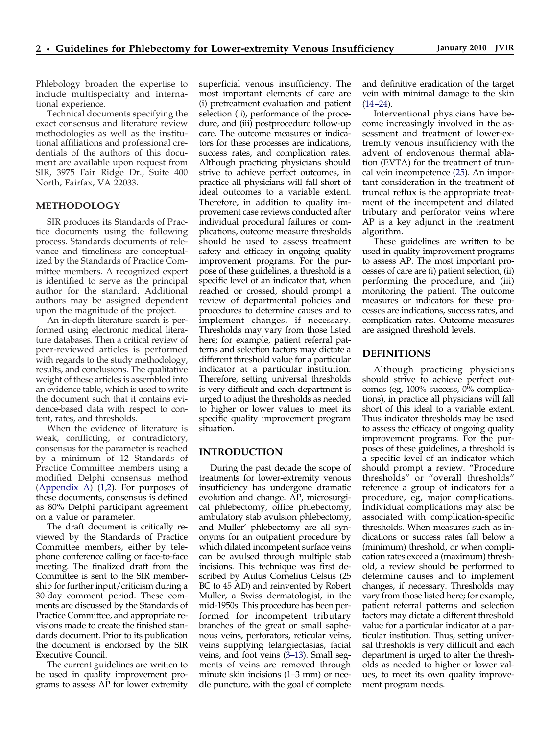Phlebology broaden the expertise to include multispecialty and international experience.

Technical documents specifying the exact consensus and literature review methodologies as well as the institutional affiliations and professional credentials of the authors of this document are available upon request from SIR, 3975 Fair Ridge Dr., Suite 400 North, Fairfax, VA 22033.

## METHODOLOGY

SIR produces its Standards of Practice documents using the following process. Standards documents of relevance and timeliness are conceptualized by the Standards of Practice Committee members. A recognized expert is identified to serve as the principal author for the standard. Additional authors may be assigned dependent upon the magnitude of the project.

An in-depth literature search is performed using electronic medical literature databases. Then a critical review of peer-reviewed articles is performed with regards to the study methodology, results, and conclusions. The qualitative weight of these articles is assembled into an evidence table, which is used to write the document such that it contains evidence-based data with respect to content, rates, and thresholds.

When the evidence of literature is weak, conflicting, or contradictory, consensus for the parameter is reached by a minimum of 12 Standards of Practice Committee members using a modified Delphi consensus method (Appendix A) (1,2). For purposes of these documents, consensus is defined as 80% Delphi participant agreement on a value or parameter.

The draft document is critically reviewed by the Standards of Practice Committee members, either by telephone conference calling or face-to-face meeting. The finalized draft from the Committee is sent to the SIR membership for further input/criticism during a 30-day comment period. These comments are discussed by the Standards of Practice Committee, and appropriate revisions made to create the finished standards document. Prior to its publication the document is endorsed by the SIR Executive Council.

The current guidelines are written to be used in quality improvement programs to assess AP for lower extremity superficial venous insufficiency. The most important elements of care are (i) pretreatment evaluation and patient selection (ii), performance of the procedure, and (iii) postprocedure follow-up care. The outcome measures or indicators for these processes are indications, success rates, and complication rates. Although practicing physicians should strive to achieve perfect outcomes, in practice all physicians will fall short of ideal outcomes to a variable extent. Therefore, in addition to quality improvement case reviews conducted after individual procedural failures or complications, outcome measure thresholds should be used to assess treatment safety and efficacy in ongoing quality improvement programs. For the purpose of these guidelines, a threshold is a specific level of an indicator that, when reached or crossed, should prompt a review of departmental policies and procedures to determine causes and to implement changes, if necessary. Thresholds may vary from those listed here; for example, patient referral patterns and selection factors may dictate a different threshold value for a particular indicator at a particular institution. Therefore, setting universal thresholds is very difficult and each department is urged to adjust the thresholds as needed to higher or lower values to meet its specific quality improvement program situation.

## INTRODUCTION

During the past decade the scope of treatments for lower-extremity venous insufficiency has undergone dramatic evolution and change. AP, microsurgical phlebectomy, office phlebectomy, ambulatory stab avulsion phlebectomy, and Muller' phlebectomy are all synonyms for an outpatient procedure by which dilated incompetent surface veins can be avulsed through multiple stab incisions. This technique was first described by Aulus Cornelius Celsus (25 BC to 45 AD) and reinvented by Robert Muller, a Swiss dermatologist, in the mid-1950s. This procedure has been performed for incompetent tributary branches of the great or small saphenous veins, perforators, reticular veins, veins supplying telangiectasias, facial veins, and foot veins (3–13). Small segments of veins are removed through minute skin incisions (1–3 mm) or needle puncture, with the goal of complete and definitive eradication of the target vein with minimal damage to the skin (14–24).

Interventional physicians have become increasingly involved in the assessment and treatment of lower-extremity venous insufficiency with the advent of endovenous thermal ablation (EVTA) for the treatment of truncal vein incompetence (25). An important consideration in the treatment of truncal reflux is the appropriate treatment of the incompetent and dilated tributary and perforator veins where AP is a key adjunct in the treatment algorithm.

These guidelines are written to be used in quality improvement programs to assess AP. The most important processes of care are (i) patient selection, (ii) performing the procedure, and (iii) monitoring the patient. The outcome measures or indicators for these processes are indications, success rates, and complication rates. Outcome measures are assigned threshold levels.

## DEFINITIONS

Although practicing physicians should strive to achieve perfect outcomes (eg, 100% success, 0% complications), in practice all physicians will fall short of this ideal to a variable extent. Thus indicator thresholds may be used to assess the efficacy of ongoing quality improvement programs. For the purposes of these guidelines, a threshold is a specific level of an indicator which should prompt a review. "Procedure thresholds" or "overall thresholds" reference a group of indicators for a procedure, eg, major complications. Individual complications may also be associated with complication-specific thresholds. When measures such as indications or success rates fall below a (minimum) threshold, or when complication rates exceed a (maximum) threshold, a review should be performed to determine causes and to implement changes, if necessary. Thresholds may vary from those listed here; for example, patient referral patterns and selection factors may dictate a different threshold value for a particular indicator at a particular institution. Thus, setting universal thresholds is very difficult and each department is urged to alter the thresholds as needed to higher or lower values, to meet its own quality improvement program needs.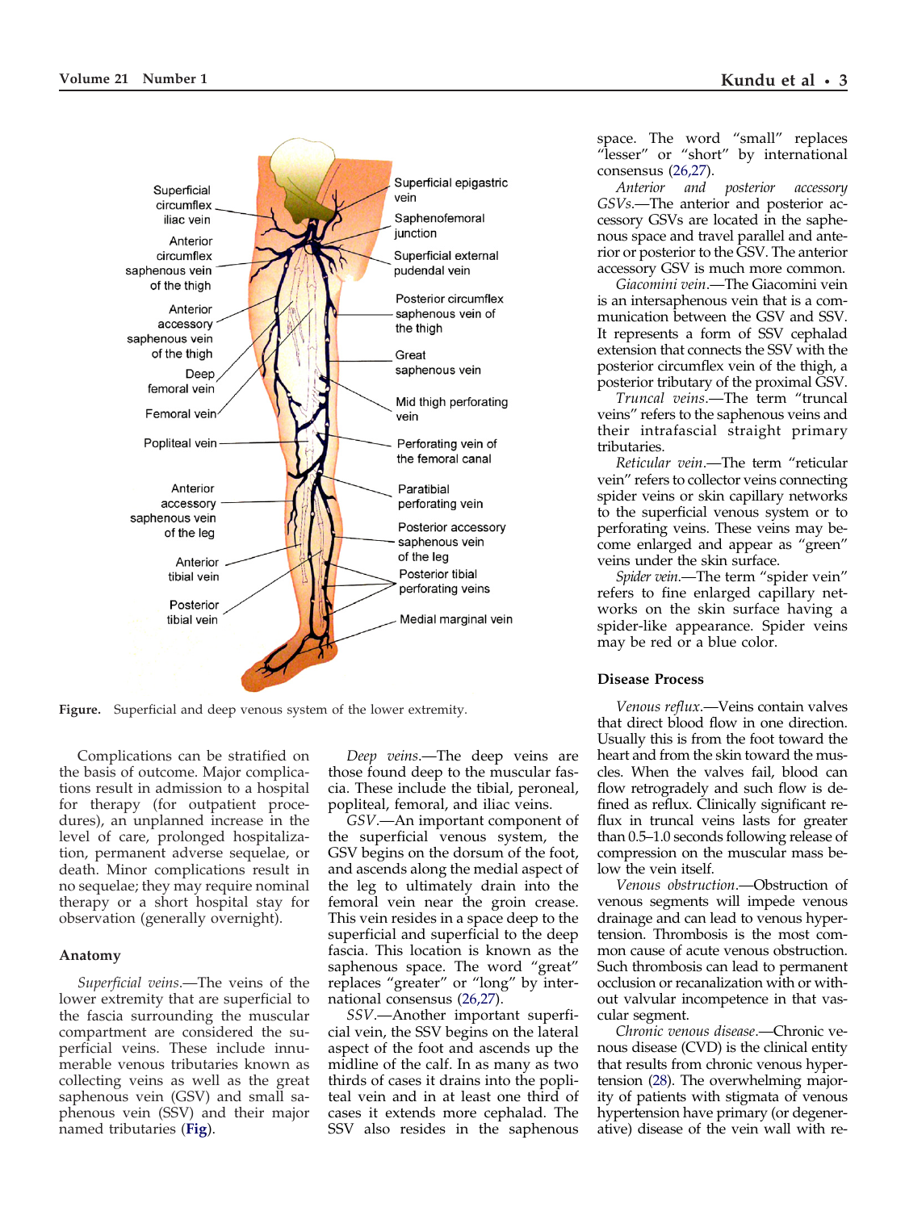Figure. Superficial and deep venous system of the lower extremity.

Complications can be stratified on the basis of outcome. Major complications result in admission to a hospital for therapy (for outpatient procedures), an unplanned increase in the level of care, prolonged hospitalization, permanent adverse sequelae, or death. Minor complications result in no sequelae; they may require nominal therapy or a short hospital stay for observation (generally overnight).

## Anatomy

*Superficial veins.*—The veins of the lower extremity that are superficial to the fascia surrounding the muscular compartment are considered the superficial veins. These include innumerable venous tributaries known as collecting veins as well as the great saphenous vein (GSV) and small saphenous vein (SSV) and their major named tributaries (Fig).

*Deep veins.*—The deep veins are those found deep to the muscular fascia. These include the tibial, peroneal, popliteal, femoral, and iliac veins.

*GSV.*—An important component of the superficial venous system, the GSV begins on the dorsum of the foot, and ascends along the medial aspect of the leg to ultimately drain into the femoral vein near the groin crease. This vein resides in a space deep to the superficial and superficial to the deep fascia. This location is known as the saphenous space. The word "great" replaces "greater" or "long" by international consensus (26,27).

*SSV.*—Another important superficial vein, the SSV begins on the lateral aspect of the foot and ascends up the midline of the calf. In as many as two thirds of cases it drains into the popliteal vein and in at least one third of cases it extends more cephalad. The SSV also resides in the saphenous space. The word "small" replaces "lesser" or "short" by international consensus (26,27).

*Anterior and posterior accessory GSVs.*—The anterior and posterior accessory GSVs are located in the saphenous space and travel parallel and anterior or posterior to the GSV. The anterior accessory GSV is much more common.

*Giacomini vein.*—The Giacomini vein is an intersaphenous vein that is a communication between the GSV and SSV. It represents a form of SSV cephalad extension that connects the SSV with the posterior circumflex vein of the thigh, a posterior tributary of the proximal GSV.

*Truncal veins.*—The term "truncal veins" refers to the saphenous veins and their intrafascial straight primary tributaries.

*Reticular vein.*—The term "reticular vein" refers to collector veins connecting spider veins or skin capillary networks to the superficial venous system or to perforating veins. These veins may become enlarged and appear as "green" veins under the skin surface.

*Spider vein.*—The term "spider vein" refers to fine enlarged capillary networks on the skin surface having a spider-like appearance. Spider veins may be red or a blue color.

## Disease Process

*Venous reflux.*—Veins contain valves that direct blood flow in one direction. Usually this is from the foot toward the heart and from the skin toward the muscles. When the valves fail, blood can flow retrogradely and such flow is defined as reflux. Clinically significant reflux in truncal veins lasts for greater than 0.5–1.0 seconds following release of compression on the muscular mass below the vein itself.

*Venous obstruction.*—Obstruction of venous segments will impede venous drainage and can lead to venous hypertension. Thrombosis is the most common cause of acute venous obstruction. Such thrombosis can lead to permanent occlusion or recanalization with or without valvular incompetence in that vascular segment.

*Chronic venous disease.*—Chronic venous disease (CVD) is the clinical entity that results from chronic venous hypertension (28). The overwhelming majority of patients with stigmata of venous hypertension have primary (or degenerative) disease of the vein wall with re-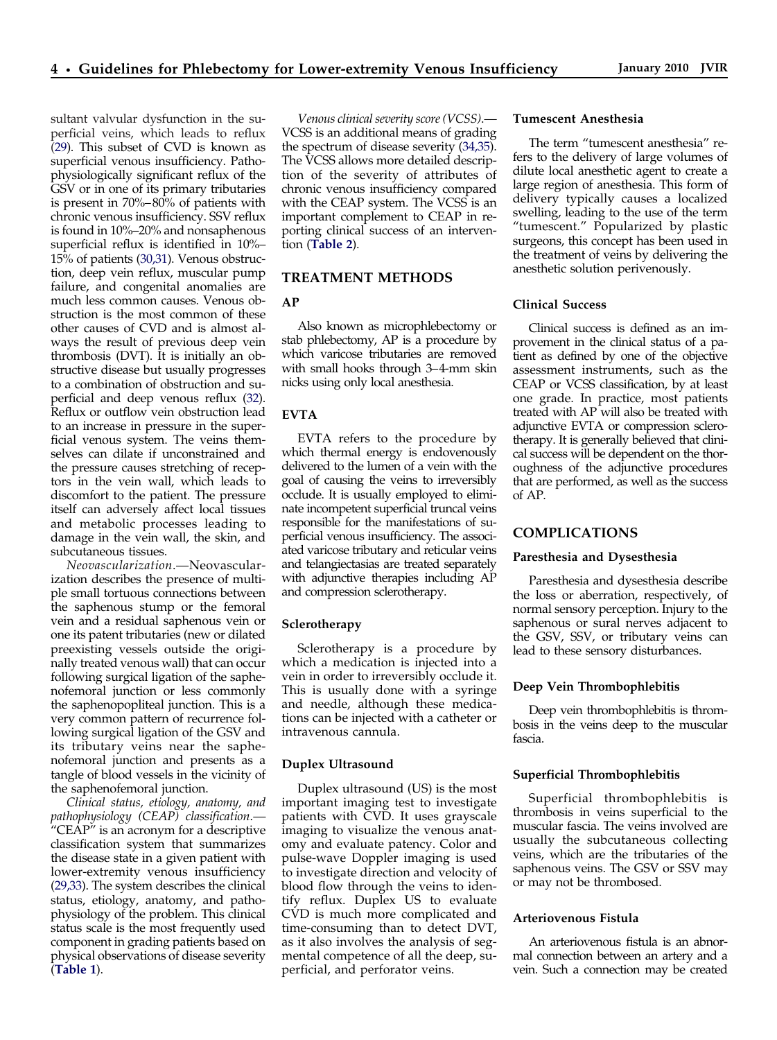sultant valvular dysfunction in the superficial veins, which leads to reflux (29). This subset of CVD is known as superficial venous insufficiency. Pathophysiologically significant reflux of the GSV or in one of its primary tributaries is present in 70%–80% of patients with chronic venous insufficiency. SSV reflux is found in 10%–20% and nonsaphenous superficial reflux is identified in 10%–15% of patients (30,31). Venous obstruction, deep vein reflux, muscular pump failure, and congenital anomalies are much less common causes. Venous obstruction is the most common of these other causes of CVD and is almost always the result of previous deep vein thrombosis (DVT). It is initially an obstructive disease but usually progresses to a combination of obstruction and superficial and deep venous reflux (32). Reflux or outflow vein obstruction lead to an increase in pressure in the superficial venous system. The veins themselves can dilate if unconstrained and the pressure causes stretching of receptors in the vein wall, which leads to discomfort to the patient. The pressure itself can adversely affect local tissues and metabolic processes leading to damage in the vein wall, the skin, and subcutaneous tissues.

*Neovascularization*.—Neovascularization describes the presence of multiple small tortuous connections between the saphenous stump or the femoral vein and a residual saphenous vein or one its patent tributaries (new or dilated preexisting vessels outside the originally treated venous wall) that can occur following surgical ligation of the saphenofemoral junction or less commonly the saphenopopliteal junction. This is a very common pattern of recurrence following surgical ligation of the GSV and its tributary veins near the saphenofemoral junction and presents as a tangle of blood vessels in the vicinity of the saphenofemoral junction.

*Clinical status, etiology, anatomy, and pathophysiology (CEAP) classification*.—"CEAP" is an acronym for a descriptive classification system that summarizes the disease state in a given patient with lower-extremity venous insufficiency (29,33). The system describes the clinical status, etiology, anatomy, and pathophysiology of the problem. This clinical status scale is the most frequently used component in grading patients based on physical observations of disease severity (**Table 1**).

*Venous clinical severity score (VCSS)*.—VCSS is an additional means of grading the spectrum of disease severity (34,35). The VCSS allows more detailed description of the severity of attributes of chronic venous insufficiency compared with the CEAP system. The VCSS is an important complement to CEAP in reporting clinical success of an intervention (**Table 2**).

## TREATMENT METHODS

### AP

Also known as microphlebectomy or stab phlebectomy, AP is a procedure by which varicose tributaries are removed with small hooks through 3–4-mm skin nicks using only local anesthesia.

### EVTA

EVTA refers to the procedure by which thermal energy is endovenously delivered to the lumen of a vein with the goal of causing the veins to irreversibly occlude. It is usually employed to eliminate incompetent superficial truncal veins responsible for the manifestations of superficial venous insufficiency. The associated varicose tributary and reticular veins and telangiectasias are treated separately with adjunctive therapies including AP and compression sclerotherapy.

### Sclerotherapy

Sclerotherapy is a procedure by which a medication is injected into a vein in order to irreversibly occlude it. This is usually done with a syringe and needle, although these medications can be injected with a catheter or intravenous cannula.

### Duplex Ultrasound

Duplex ultrasound (US) is the most important imaging test to investigate patients with CVD. It uses grayscale imaging to visualize the venous anatomy and evaluate patency. Color and pulse-wave Doppler imaging is used to investigate direction and velocity of blood flow through the veins to identify reflux. Duplex US to evaluate CVD is much more complicated and time-consuming than to detect DVT, as it also involves the analysis of segmental competence of all the deep, superficial, and perforator veins.

### Tumescent Anesthesia

The term "tumescent anesthesia" refers to the delivery of large volumes of dilute local anesthetic agent to create a large region of anesthesia. This form of delivery typically causes a localized swelling, leading to the use of the term "tumescent." Popularized by plastic surgeons, this concept has been used in the treatment of veins by delivering the anesthetic solution perivenously.

### Clinical Success

Clinical success is defined as an improvement in the clinical status of a patient as defined by one of the objective assessment instruments, such as the CEAP or VCSS classification, by at least one grade. In practice, most patients treated with AP will also be treated with adjunctive EVTA or compression sclerotherapy. It is generally believed that clinical success will be dependent on the thoroughness of the adjunctive procedures that are performed, as well as the success of AP.

## COMPLICATIONS

### Paresthesia and Dysesthesia

Paresthesia and dysesthesia describe the loss or aberration, respectively, of normal sensory perception. Injury to the saphenous or sural nerves adjacent to the GSV, SSV, or tributary veins can lead to these sensory disturbances.

### Deep Vein Thrombophlebitis

Deep vein thrombophlebitis is thrombosis in the veins deep to the muscular fascia.

### Superficial Thrombophlebitis

Superficial thrombophlebitis is thrombosis in veins superficial to the muscular fascia. The veins involved are usually the subcutaneous collecting veins, which are the tributaries of the saphenous veins. The GSV or SSV may or may not be thrombosed.

### Arteriovenous Fistula

An arteriovenous fistula is an abnormal connection between an artery and a vein. Such a connection may be created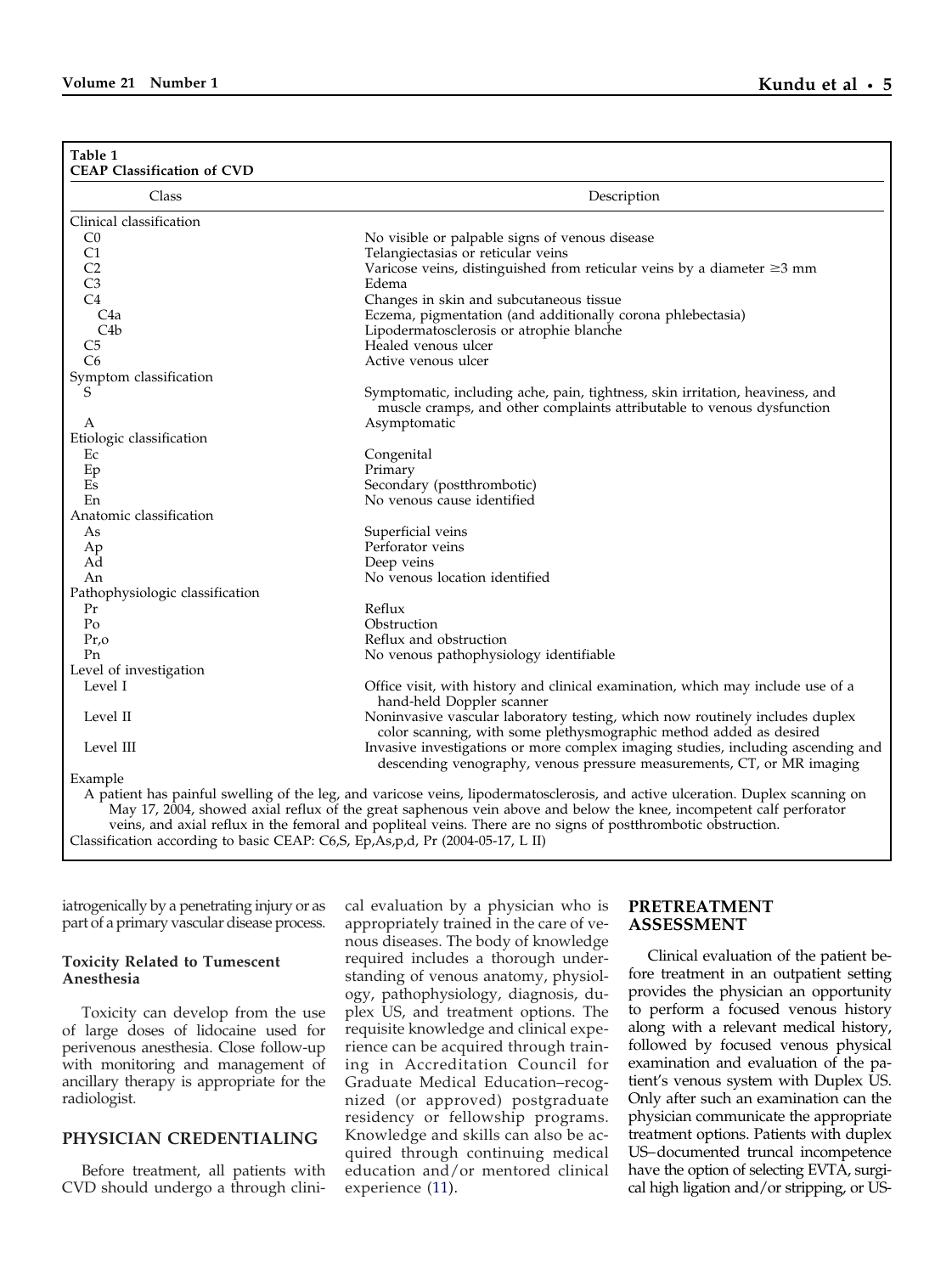**Table 1**
**CEAP Classification of CVD**

| Class | Description |
|---|---|
| Clinical classification | |
| C0 | No visible or palpable signs of venous disease |
| C1 | Telangiectasias or reticular veins |
| C2 | Varicose veins, distinguished from reticular veins by a diameter ≥3 mm |
| C3 | Edema |
| C4 | Changes in skin and subcutaneous tissue |
| C4a | Eczema, pigmentation (and additionally corona phlebectasia) |
| C4b | Lipodermatosclerosis or atrophie blanche |
| C5 | Healed venous ulcer |
| C6 | Active venous ulcer |
| Symptom classification | |
| S | Symptomatic, including ache, pain, tightness, skin irritation, heaviness, and muscle cramps, and other complaints attributable to venous dysfunction |
| A | Asymptomatic |
| Etiologic classification | |
| Ec | Congenital |
| Ep | Primary |
| Es | Secondary (postthrombotic) |
| En | No venous cause identified |
| Anatomic classification | |
| As | Superficial veins |
| Ap | Perforator veins |
| Ad | Deep veins |
| An | No venous location identified |
| Pathophysiologic classification | |
| Pr | Reflux |
| Po | Obstruction |
| Pr,o | Reflux and obstruction |
| Pn | No venous pathophysiology identifiable |
| Level of investigation | |
| Level I | Office visit, with history and clinical examination, which may include use of a hand-held Doppler scanner |
| Level II | Noninvasive vascular laboratory testing, which now routinely includes duplex color scanning, with some plethysmographic method added as desired |
| Level III | Invasive investigations or more complex imaging studies, including ascending and descending venography, venous pressure measurements, CT, or MR imaging |

Example

A patient has painful swelling of the leg, and varicose veins, lipodermatosclerosis, and active ulceration. Duplex scanning on May 17, 2004, showed axial reflux of the great saphenous vein above and below the knee, incompetent calf perforator veins, and axial reflux in the femoral and popliteal veins. There are no signs of postthrombotic obstruction.

Classification according to basic CEAP: C6,S, Ep,As,p,d, Pr (2004-05-17, L II)

iatrogenically by a penetrating injury or as part of a primary vascular disease process.

### Toxicity Related to Tumescent Anesthesia

Toxicity can develop from the use of large doses of lidocaine used for perivenous anesthesia. Close follow-up with monitoring and management of ancillary therapy is appropriate for the radiologist.

## PHYSICIAN CREDENTIALING

Before treatment, all patients with CVD should undergo a through clinical evaluation by a physician who is appropriately trained in the care of venous diseases. The body of knowledge required includes a thorough understanding of venous anatomy, physiology, pathophysiology, diagnosis, duplex US, and treatment options. The requisite knowledge and clinical experience can be acquired through training in Accreditation Council for Graduate Medical Education–recognized (or approved) postgraduate residency or fellowship programs. Knowledge and skills can also be acquired through continuing medical education and/or mentored clinical experience (11).

## PRETREATMENT ASSESSMENT

Clinical evaluation of the patient before treatment in an outpatient setting provides the physician an opportunity to perform a focused venous history along with a relevant medical history, followed by focused venous physical examination and evaluation of the patient's venous system with Duplex US. Only after such an examination can the physician communicate the appropriate treatment options. Patients with duplex US–documented truncal incompetence have the option of selecting EVTA, surgical high ligation and/or stripping, or US-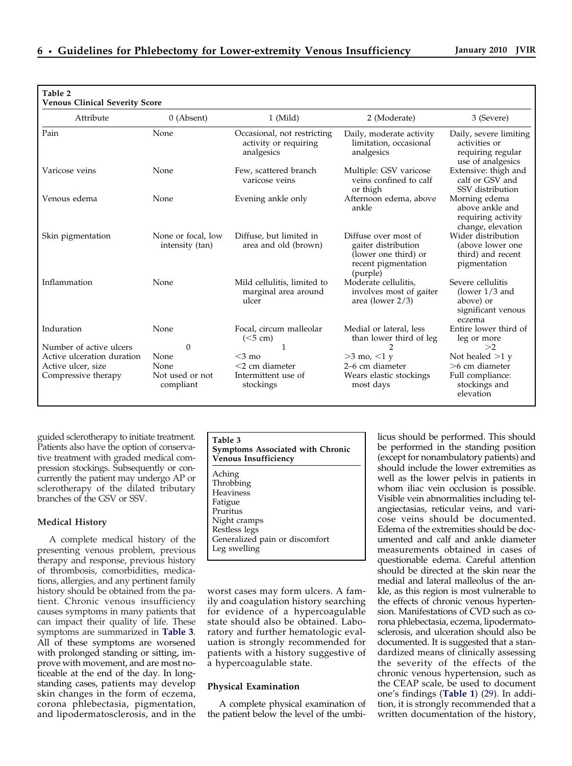**Table 2**
**Venous Clinical Severity Score**

| Attribute | 0 (Absent) | 1 (Mild) | 2 (Moderate) | 3 (Severe) |
|---|---|---|---|---|
| Pain | None | Occasional, not restricting activity or requiring analgesics | Daily, moderate activity limitation, occasional analgesics | Daily, severe limiting activities or requiring regular use of analgesics |
| Varicose veins | None | Few, scattered branch varicose veins | Multiple: GSV varicose veins confined to calf or thigh | Extensive: thigh and calf or GSV and SSV distribution |
| Venous edema | None | Evening ankle only | Afternoon edema, above ankle | Morning edema above ankle and requiring activity change, elevation |
| Skin pigmentation | None or focal, low intensity (tan) | Diffuse, but limited in area and old (brown) | Diffuse over most of gaiter distribution (lower one third) or recent pigmentation (purple) | Wider distribution (above lower one third) and recent pigmentation |
| Inflammation | None | Mild cellulitis, limited to marginal area around ulcer | Moderate cellulitis, involves most of gaiter area (lower 2/3) | Severe cellulitis (lower 1/3 and above) or significant venous eczema |
| Induration | None | Focal, circum malleolar (<5 cm) | Medial or lateral, less than lower third of leg | Entire lower third of leg or more |
| Number of active ulcers | 0 | 1 | 2 | >2 |
| Active ulceration duration | None | <3 mo | >3 mo, <1 y | Not healed >1 y |
| Active ulcer, size | None | <2 cm diameter | 2–6 cm diameter | >6 cm diameter |
| Compressive therapy | Not used or not compliant | Intermittent use of stockings | Wears elastic stockings most days | Full compliance: stockings and elevation |

guided sclerotherapy to initiate treatment. Patients also have the option of conservative treatment with graded medical compression stockings. Subsequently or concurrently the patient may undergo AP or sclerotherapy of the dilated tributary branches of the GSV or SSV.

### Medical History

A complete medical history of the presenting venous problem, previous therapy and response, previous history of thrombosis, comorbidities, medications, allergies, and any pertinent family history should be obtained from the patient. Chronic venous insufficiency causes symptoms in many patients that can impact their quality of life. These symptoms are summarized in **Table 3**. All of these symptoms are worsened with prolonged standing or sitting, improve with movement, and are most noticeable at the end of the day. In long-standing cases, patients may develop skin changes in the form of eczema, corona phlebectasia, pigmentation, and lipodermatosclerosis, and in the worst cases may form ulcers. A family and coagulation history searching for evidence of a hypercoagulable state should also be obtained. Laboratory and further hematologic evaluation is strongly recommended for patients with a history suggestive of a hypercoagulable state.

**Table 3**
**Symptoms Associated with Chronic Venous Insufficiency**

- Aching
- Throbbing
- Heaviness
- Fatigue
- Pruritus
- Night cramps
- Restless legs
- Generalized pain or discomfort
- Leg swelling

### Physical Examination

A complete physical examination of the patient below the level of the umbilicus should be performed. This should be performed in the standing position (except for nonambulatory patients) and should include the lower extremities as well as the lower pelvis in patients in whom iliac vein occlusion is possible. Visible vein abnormalities including telangiectasias, reticular veins, and varicose veins should be documented. Edema of the extremities should be documented and calf and ankle diameter measurements obtained in cases of questionable edema. Careful attention should be directed at the skin near the medial and lateral malleolus of the ankle, as this region is most vulnerable to the effects of chronic venous hypertension. Manifestations of CVD such as corona phlebectasia, eczema, lipodermatosclerosis, and ulceration should also be documented. It is suggested that a standardized means of clinically assessing the severity of the effects of the chronic venous hypertension, such as the CEAP scale, be used to document one's findings (**Table 1**) (29). In addition, it is strongly recommended that a written documentation of the history,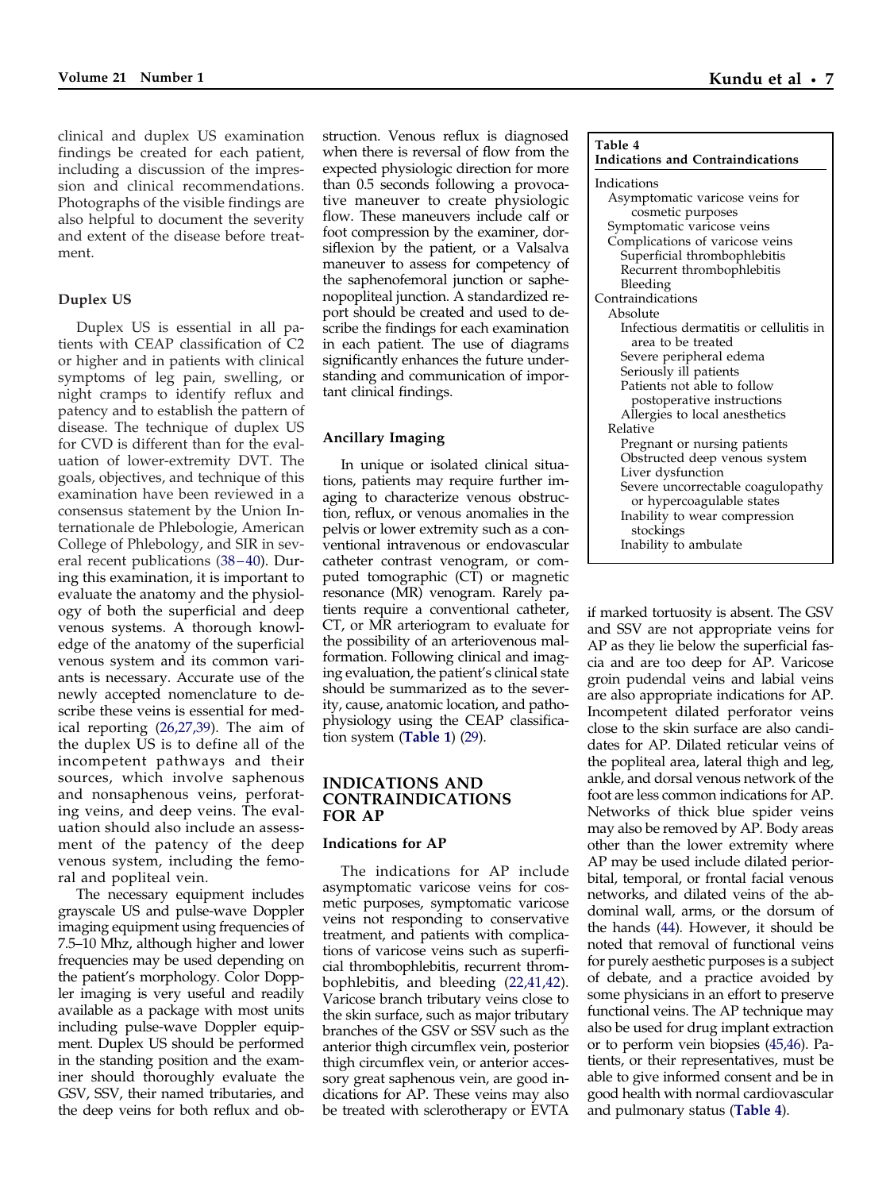clinical and duplex US examination findings be created for each patient, including a discussion of the impression and clinical recommendations. Photographs of the visible findings are also helpful to document the severity and extent of the disease before treatment.

### Duplex US

Duplex US is essential in all patients with CEAP classification of C2 or higher and in patients with clinical symptoms of leg pain, swelling, or night cramps to identify reflux and patency and to establish the pattern of disease. The technique of duplex US for CVD is different than for the evaluation of lower-extremity DVT. The goals, objectives, and technique of this examination have been reviewed in a consensus statement by the Union Internationale de Phlebologie, American College of Phlebology, and SIR in several recent publications (38–40). During this examination, it is important to evaluate the anatomy and the physiology of both the superficial and deep venous systems. A thorough knowledge of the anatomy of the superficial venous system and its common variants is necessary. Accurate use of the newly accepted nomenclature to describe these veins is essential for medical reporting (26,27,39). The aim of the duplex US is to define all of the incompetent pathways and their sources, which involve saphenous and nonsaphenous veins, perforating veins, and deep veins. The evaluation should also include an assessment of the patency of the deep venous system, including the femoral and popliteal vein.

The necessary equipment includes grayscale US and pulse-wave Doppler imaging equipment using frequencies of 7.5–10 Mhz, although higher and lower frequencies may be used depending on the patient's morphology. Color Doppler imaging is very useful and readily available as a package with most units including pulse-wave Doppler equipment. Duplex US should be performed in the standing position and the examiner should thoroughly evaluate the GSV, SSV, their named tributaries, and the deep veins for both reflux and obstruction. Venous reflux is diagnosed when there is reversal of flow from the expected physiologic direction for more than 0.5 seconds following a provocative maneuver to create physiologic flow. These maneuvers include calf or foot compression by the examiner, dorsiflexion by the patient, or a Valsalva maneuver to assess for competency of the saphenofemoral junction or saphenopopliteal junction. A standardized report should be created and used to describe the findings for each examination in each patient. The use of diagrams significantly enhances the future understanding and communication of important clinical findings.

### Ancillary Imaging

In unique or isolated clinical situations, patients may require further imaging to characterize venous obstruction, reflux, or venous anomalies in the pelvis or lower extremity such as a conventional intravenous or endovascular catheter contrast venogram, or computed tomographic (CT) or magnetic resonance (MR) venogram. Rarely patients require a conventional catheter, CT, or MR arteriogram to evaluate for the possibility of an arteriovenous malformation. Following clinical and imaging evaluation, the patient's clinical state should be summarized as to the severity, cause, anatomic location, and pathophysiology using the CEAP classification system (**Table 1**) (29).

## INDICATIONS AND CONTRAINDICATIONS FOR AP

### Indications for AP

The indications for AP include asymptomatic varicose veins for cosmetic purposes, symptomatic varicose veins not responding to conservative treatment, and patients with complications of varicose veins such as superficial thrombophlebitis, recurrent thrombophlebitis, and bleeding (22,41,42). Varicose branch tributary veins close to the skin surface, such as major tributary branches of the GSV or SSV such as the anterior thigh circumflex vein, posterior thigh circumflex vein, or anterior accessory great saphenous vein, are good indications for AP. These veins may also be treated with sclerotherapy or EVTA if marked tortuosity is absent. The GSV and SSV are not appropriate veins for AP as they lie below the superficial fascia and are too deep for AP. Varicose groin pudendal veins and labial veins are also appropriate indications for AP. Incompetent dilated perforator veins close to the skin surface are also candidates for AP. Dilated reticular veins of the popliteal area, lateral thigh and leg, ankle, and dorsal venous network of the foot are less common indications for AP. Networks of thick blue spider veins may also be removed by AP. Body areas other than the lower extremity where AP may be used include dilated periorbital, temporal, or frontal facial venous networks, and dilated veins of the abdominal wall, arms, or the dorsum of the hands (44). However, it should be noted that removal of functional veins for purely aesthetic purposes is a subject of debate, and a practice avoided by some physicians in an effort to preserve functional veins. The AP technique may also be used for drug implant extraction or to perform vein biopsies (45,46). Patients, or their representatives, must be able to give informed consent and be in good health with normal cardiovascular and pulmonary status (**Table 4**).

**Table 4**
**Indications and Contraindications**

- Indications
  - Asymptomatic varicose veins for cosmetic purposes
  - Symptomatic varicose veins
  - Complications of varicose veins
    - Superficial thrombophlebitis
    - Recurrent thrombophlebitis
    - Bleeding
- Contraindications
  - Absolute
    - Infectious dermatitis or cellulitis in area to be treated
    - Severe peripheral edema
    - Seriously ill patients
    - Patients not able to follow postoperative instructions
    - Allergies to local anesthetics
  - Relative
    - Pregnant or nursing patients
    - Obstructed deep venous system
    - Liver dysfunction
    - Severe uncorrectable coagulopathy or hypercoagulable states
    - Inability to wear compression stockings
    - Inability to ambulate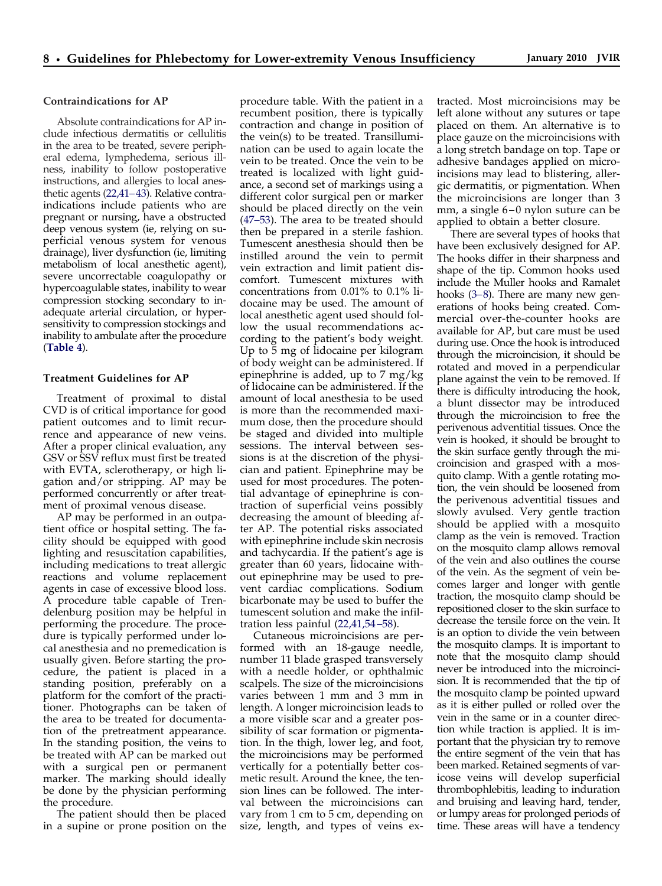### Contraindications for AP

Absolute contraindications for AP include infectious dermatitis or cellulitis in the area to be treated, severe peripheral edema, lymphedema, serious illness, inability to follow postoperative instructions, and allergies to local anesthetic agents (22,41–43). Relative contraindications include patients who are pregnant or nursing, have a obstructed deep venous system (ie, relying on superficial venous system for venous drainage), liver dysfunction (ie, limiting metabolism of local anesthetic agent), severe uncorrectable coagulopathy or hypercoagulable states, inability to wear compression stocking secondary to inadequate arterial circulation, or hypersensitivity to compression stockings and inability to ambulate after the procedure (**Table 4**).

### Treatment Guidelines for AP

Treatment of proximal to distal CVD is of critical importance for good patient outcomes and to limit recurrence and appearance of new veins. After a proper clinical evaluation, any GSV or SSV reflux must first be treated with EVTA, sclerotherapy, or high ligation and/or stripping. AP may be performed concurrently or after treatment of proximal venous disease.

AP may be performed in an outpatient office or hospital setting. The facility should be equipped with good lighting and resuscitation capabilities, including medications to treat allergic reactions and volume replacement agents in case of excessive blood loss. A procedure table capable of Trendelenburg position may be helpful in performing the procedure. The procedure is typically performed under local anesthesia and no premedication is usually given. Before starting the procedure, the patient is placed in a standing position, preferably on a platform for the comfort of the practitioner. Photographs can be taken of the area to be treated for documentation of the pretreatment appearance. In the standing position, the veins to be treated with AP can be marked out with a surgical pen or permanent marker. The marking should ideally be done by the physician performing the procedure.

The patient should then be placed in a supine or prone position on the procedure table. With the patient in a recumbent position, there is typically contraction and change in position of the vein(s) to be treated. Transillumination can be used to again locate the vein to be treated. Once the vein to be treated is localized with light guidance, a second set of markings using a different color surgical pen or marker should be placed directly on the vein (47–53). The area to be treated should then be prepared in a sterile fashion. Tumescent anesthesia should then be instilled around the vein to permit vein extraction and limit patient discomfort. Tumescent mixtures with concentrations from 0.01% to 0.1% lidocaine may be used. The amount of local anesthetic agent used should follow the usual recommendations according to the patient's body weight. Up to 5 mg of lidocaine per kilogram of body weight can be administered. If epinephrine is added, up to 7 mg/kg of lidocaine can be administered. If the amount of local anesthesia to be used is more than the recommended maximum dose, then the procedure should be staged and divided into multiple sessions. The interval between sessions is at the discretion of the physician and patient. Epinephrine may be used for most procedures. The potential advantage of epinephrine is contraction of superficial veins possibly decreasing the amount of bleeding after AP. The potential risks associated with epinephrine include skin necrosis and tachycardia. If the patient's age is greater than 60 years, lidocaine without epinephrine may be used to prevent cardiac complications. Sodium bicarbonate may be used to buffer the tumescent solution and make the infiltration less painful (22,41,54–58).

Cutaneous microincisions are performed with an 18-gauge needle, number 11 blade grasped transversely with a needle holder, or ophthalmic scalpels. The size of the microincisions varies between 1 mm and 3 mm in length. A longer microincision leads to a more visible scar and a greater possibility of scar formation or pigmentation. In the thigh, lower leg, and foot, the microincisions may be performed vertically for a potentially better cosmetic result. Around the knee, the tension lines can be followed. The interval between the microincisions can vary from 1 cm to 5 cm, depending on size, length, and types of veins extracted. Most microincisions may be left alone without any sutures or tape placed on them. An alternative is to place gauze on the microincisions with a long stretch bandage on top. Tape or adhesive bandages applied on microincisions may lead to blistering, allergic dermatitis, or pigmentation. When the microincisions are longer than 3 mm, a single 6–0 nylon suture can be applied to obtain a better closure.

There are several types of hooks that have been exclusively designed for AP. The hooks differ in their sharpness and shape of the tip. Common hooks used include the Muller hooks and Ramalet hooks (3–8). There are many new generations of hooks being created. Commercial over-the-counter hooks are available for AP, but care must be used during use. Once the hook is introduced through the microincision, it should be rotated and moved in a perpendicular plane against the vein to be removed. If there is difficulty introducing the hook, a blunt dissector may be introduced through the microincision to free the perivenous adventitial tissues. Once the vein is hooked, it should be brought to the skin surface gently through the microincision and grasped with a mosquito clamp. With a gentle rotating motion, the vein should be loosened from the perivenous adventitial tissues and slowly avulsed. Very gentle traction should be applied with a mosquito clamp as the vein is removed. Traction on the mosquito clamp allows removal of the vein and also outlines the course of the vein. As the segment of vein becomes larger and longer with gentle traction, the mosquito clamp should be repositioned closer to the skin surface to decrease the tensile force on the vein. It is an option to divide the vein between the mosquito clamps. It is important to note that the mosquito clamp should never be introduced into the microincision. It is recommended that the tip of the mosquito clamp be pointed upward as it is either pulled or rolled over the vein in the same or in a counter direction while traction is applied. It is important that the physician try to remove the entire segment of the vein that has been marked. Retained segments of varicose veins will develop superficial thrombophlebitis, leading to induration and bruising and leaving hard, tender, or lumpy areas for prolonged periods of time. These areas will have a tendency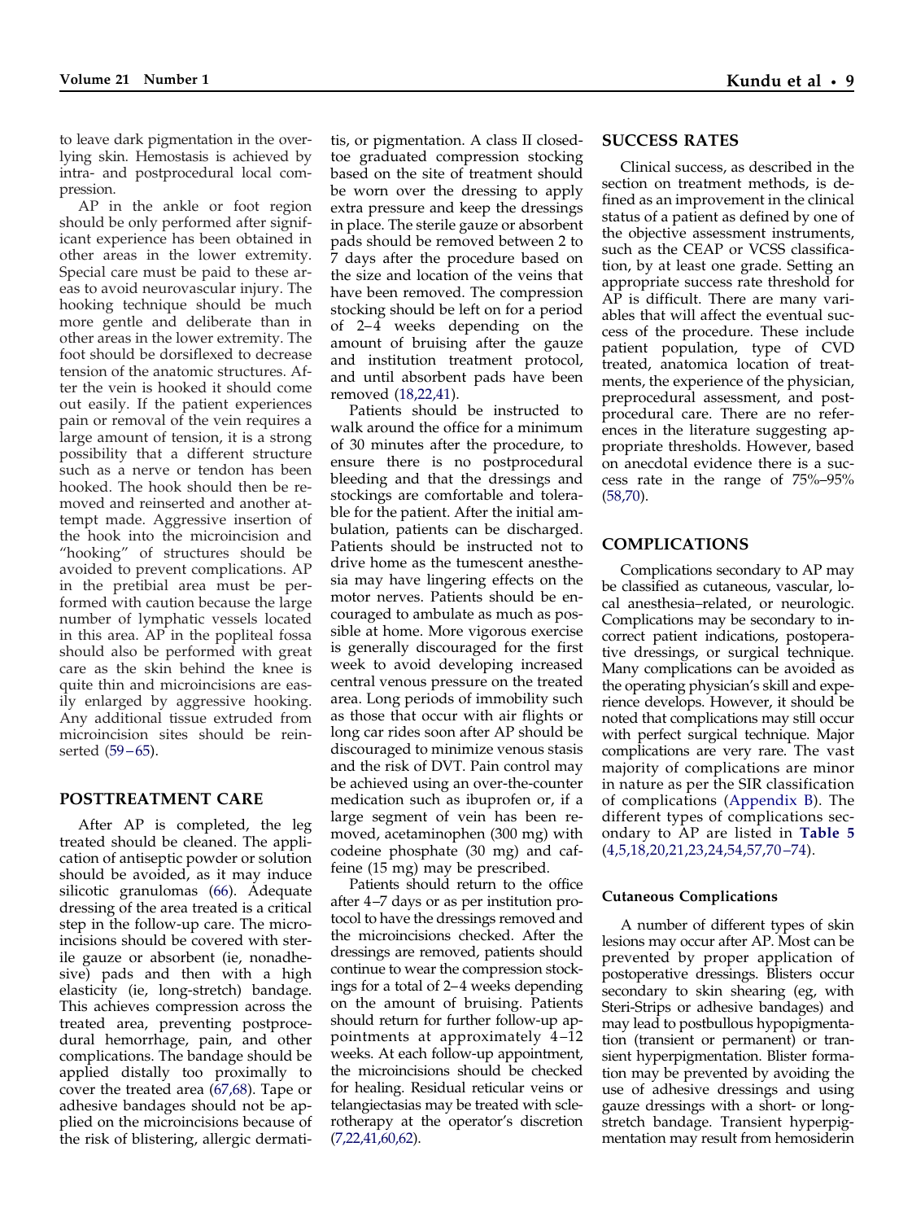to leave dark pigmentation in the overlying skin. Hemostasis is achieved by intra- and postprocedural local compression.

AP in the ankle or foot region should be only performed after significant experience has been obtained in other areas in the lower extremity. Special care must be paid to these areas to avoid neurovascular injury. The hooking technique should be much more gentle and deliberate than in other areas in the lower extremity. The foot should be dorsiflexed to decrease tension of the anatomic structures. After the vein is hooked it should come out easily. If the patient experiences pain or removal of the vein requires a large amount of tension, it is a strong possibility that a different structure such as a nerve or tendon has been hooked. The hook should then be removed and reinserted and another attempt made. Aggressive insertion of the hook into the microincision and "hooking" of structures should be avoided to prevent complications. AP in the pretibial area must be performed with caution because the large number of lymphatic vessels located in this area. AP in the popliteal fossa should also be performed with great care as the skin behind the knee is quite thin and microincisions are easily enlarged by aggressive hooking. Any additional tissue extruded from microincision sites should be reinserted (59–65).

## POSTTREATMENT CARE

After AP is completed, the leg treated should be cleaned. The application of antiseptic powder or solution should be avoided, as it may induce silicotic granulomas (66). Adequate dressing of the area treated is a critical step in the follow-up care. The microincisions should be covered with sterile gauze or absorbent (ie, nonadhesive) pads and then with a high elasticity (ie, long-stretch) bandage. This achieves compression across the treated area, preventing postprocedural hemorrhage, pain, and other complications. The bandage should be applied distally too proximally to cover the treated area (67,68). Tape or adhesive bandages should not be applied on the microincisions because of the risk of blistering, allergic dermatitis, or pigmentation. A class II closed-toe graduated compression stocking based on the site of treatment should be worn over the dressing to apply extra pressure and keep the dressings in place. The sterile gauze or absorbent pads should be removed between 2 to 7 days after the procedure based on the size and location of the veins that have been removed. The compression stocking should be left on for a period of 2–4 weeks depending on the amount of bruising after the gauze and institution treatment protocol, and until absorbent pads have been removed (18,22,41).

Patients should be instructed to walk around the office for a minimum of 30 minutes after the procedure, to ensure there is no postprocedural bleeding and that the dressings and stockings are comfortable and tolerable for the patient. After the initial ambulation, patients can be discharged. Patients should be instructed not to drive home as the tumescent anesthesia may have lingering effects on the motor nerves. Patients should be encouraged to ambulate as much as possible at home. More vigorous exercise is generally discouraged for the first week to avoid developing increased central venous pressure on the treated area. Long periods of immobility such as those that occur with air flights or long car rides soon after AP should be discouraged to minimize venous stasis and the risk of DVT. Pain control may be achieved using an over-the-counter medication such as ibuprofen or, if a large segment of vein has been removed, acetaminophen (300 mg) with codeine phosphate (30 mg) and caffeine (15 mg) may be prescribed.

Patients should return to the office after 4–7 days or as per institution protocol to have the dressings removed and the microincisions checked. After the dressings are removed, patients should continue to wear the compression stockings for a total of 2–4 weeks depending on the amount of bruising. Patients should return for further follow-up appointments at approximately 4–12 weeks. At each follow-up appointment, the microincisions should be checked for healing. Residual reticular veins or telangiectasias may be treated with sclerotherapy at the operator's discretion (7,22,41,60,62).

## SUCCESS RATES

Clinical success, as described in the section on treatment methods, is defined as an improvement in the clinical status of a patient as defined by one of the objective assessment instruments, such as the CEAP or VCSS classification, by at least one grade. Setting an appropriate success rate threshold for AP is difficult. There are many variables that will affect the eventual success of the procedure. These include patient population, type of CVD treated, anatomica location of treatments, the experience of the physician, preprocedural assessment, and postprocedural care. There are no references in the literature suggesting appropriate thresholds. However, based on anecdotal evidence there is a success rate in the range of 75%–95% (58,70).

## COMPLICATIONS

Complications secondary to AP may be classified as cutaneous, vascular, local anesthesia–related, or neurologic. Complications may be secondary to incorrect patient indications, postoperative dressings, or surgical technique. Many complications can be avoided as the operating physician's skill and experience develops. However, it should be noted that complications may still occur with perfect surgical technique. Major complications are very rare. The vast majority of complications are minor in nature as per the SIR classification of complications (Appendix B). The different types of complications secondary to AP are listed in **Table 5** (4,5,18,20,21,23,24,54,57,70–74).

### Cutaneous Complications

A number of different types of skin lesions may occur after AP. Most can be prevented by proper application of postoperative dressings. Blisters occur secondary to skin shearing (eg, with Steri-Strips or adhesive bandages) and may lead to postbullous hypopigmentation (transient or permanent) or transient hyperpigmentation. Blister formation may be prevented by avoiding the use of adhesive dressings and using gauze dressings with a short- or long-stretch bandage. Transient hyperpigmentation may result from hemosiderin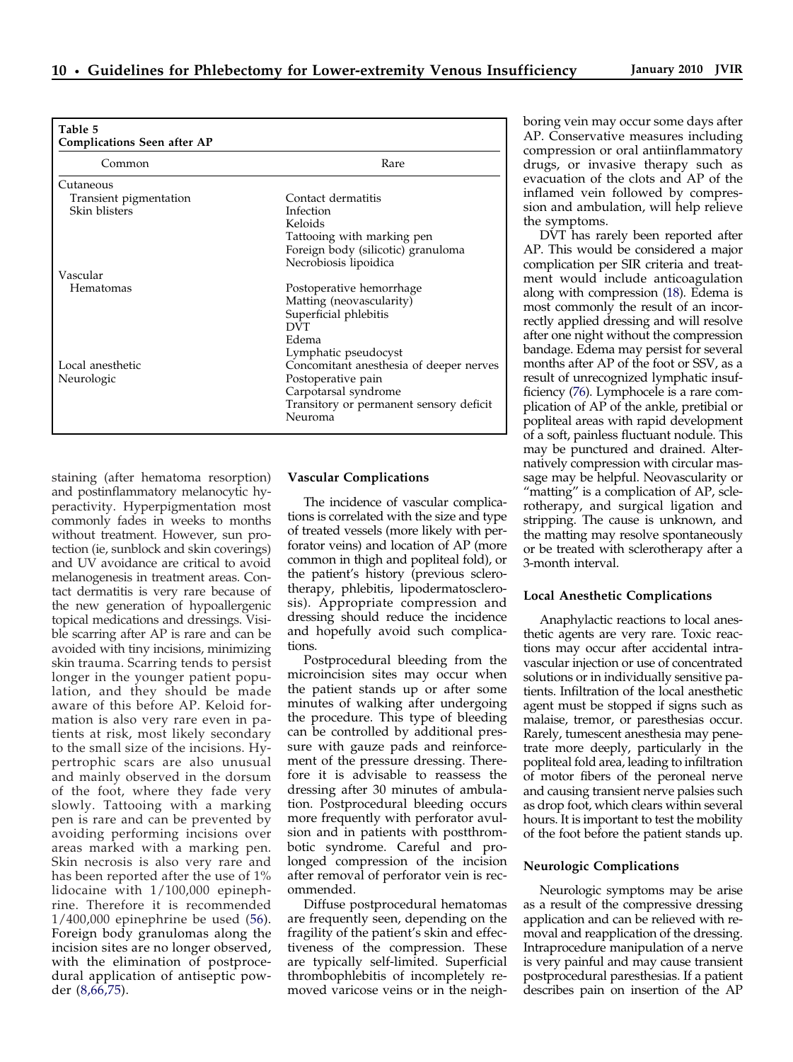**Table 5**
**Complications Seen after AP**

| Common | Rare |
|---|---|
| Cutaneous | |
| Transient pigmentation | Contact dermatitis |
| Skin blisters | Infection |
| | Keloids |
| | Tattooing with marking pen |
| | Foreign body (silicotic) granuloma |
| | Necrobiosis lipoidica |
| Vascular | |
| Hematomas | Postoperative hemorrhage |
| | Matting (neovascularity) |
| | Superficial phlebitis |
| | DVT |
| | Edema |
| | Lymphatic pseudocyst |
| Local anesthetic | Concomitant anesthesia of deeper nerves |
| Neurologic | Postoperative pain |
| | Carpotarsal syndrome |
| | Transitory or permanent sensory deficit |
| | Neuroma |

staining (after hematoma resorption) and postinflammatory melanocytic hyperactivity. Hyperpigmentation most commonly fades in weeks to months without treatment. However, sun protection (ie, sunblock and skin coverings) and UV avoidance are critical to avoid melanogenesis in treatment areas. Contact dermatitis is very rare because of the new generation of hypoallergenic topical medications and dressings. Visible scarring after AP is rare and can be avoided with tiny incisions, minimizing skin trauma. Scarring tends to persist longer in the younger patient population, and they should be made aware of this before AP. Keloid formation is also very rare even in patients at risk, most likely secondary to the small size of the incisions. Hypertrophic scars are also unusual and mainly observed in the dorsum of the foot, where they fade very slowly. Tattooing with a marking pen is rare and can be prevented by avoiding performing incisions over areas marked with a marking pen. Skin necrosis is also very rare and has been reported after the use of 1% lidocaine with 1/100,000 epinephrine. Therefore it is recommended 1/400,000 epinephrine be used (56). Foreign body granulomas along the incision sites are no longer observed, with the elimination of postprocedural application of antiseptic powder (8,66,75).

### Vascular Complications

The incidence of vascular complications is correlated with the size and type of treated vessels (more likely with perforator veins) and location of AP (more common in thigh and popliteal fold), or the patient's history (previous sclerotherapy, phlebitis, lipodermatosclerosis). Appropriate compression and dressing should reduce the incidence and hopefully avoid such complications.

Postprocedural bleeding from the microincision sites may occur when the patient stands up or after some minutes of walking after undergoing the procedure. This type of bleeding can be controlled by additional pressure with gauze pads and reinforcement of the pressure dressing. Therefore it is advisable to reassess the dressing after 30 minutes of ambulation. Postprocedural bleeding occurs more frequently with perforator avulsion and in patients with postthrombotic syndrome. Careful and prolonged compression of the incision after removal of perforator vein is recommended.

Diffuse postprocedural hematomas are frequently seen, depending on the fragility of the patient's skin and effectiveness of the compression. These are typically self-limited. Superficial thrombophlebitis of incompletely removed varicose veins or in the neighboring vein may occur some days after AP. Conservative measures including compression or oral antiinflammatory drugs, or invasive therapy such as evacuation of the clots and AP of the inflamed vein followed by compression and ambulation, will help relieve the symptoms.

DVT has rarely been reported after AP. This would be considered a major complication per SIR criteria and treatment would include anticoagulation along with compression (18). Edema is most commonly the result of an incorrectly applied dressing and will resolve after one night without the compression bandage. Edema may persist for several months after AP of the foot or SSV, as a result of unrecognized lymphatic insufficiency (76). Lymphocele is a rare complication of AP of the ankle, pretibial or popliteal areas with rapid development of a soft, painless fluctuant nodule. This may be punctured and drained. Alternatively compression with circular massage may be helpful. Neovascularity or "matting" is a complication of AP, sclerotherapy, and surgical ligation and stripping. The cause is unknown, and the matting may resolve spontaneously or be treated with sclerotherapy after a 3-month interval.

### Local Anesthetic Complications

Anaphylactic reactions to local anesthetic agents are very rare. Toxic reactions may occur after accidental intravascular injection or use of concentrated solutions or in individually sensitive patients. Infiltration of the local anesthetic agent must be stopped if signs such as malaise, tremor, or paresthesias occur. Rarely, tumescent anesthesia may penetrate more deeply, particularly in the popliteal fold area, leading to infiltration of motor fibers of the peroneal nerve and causing transient nerve palsies such as drop foot, which clears within several hours. It is important to test the mobility of the foot before the patient stands up.

### Neurologic Complications

Neurologic symptoms may be arise as a result of the compressive dressing application and can be relieved with removal and reapplication of the dressing. Intraprocedure manipulation of a nerve is very painful and may cause transient postprocedural paresthesias. If a patient describes pain on insertion of the AP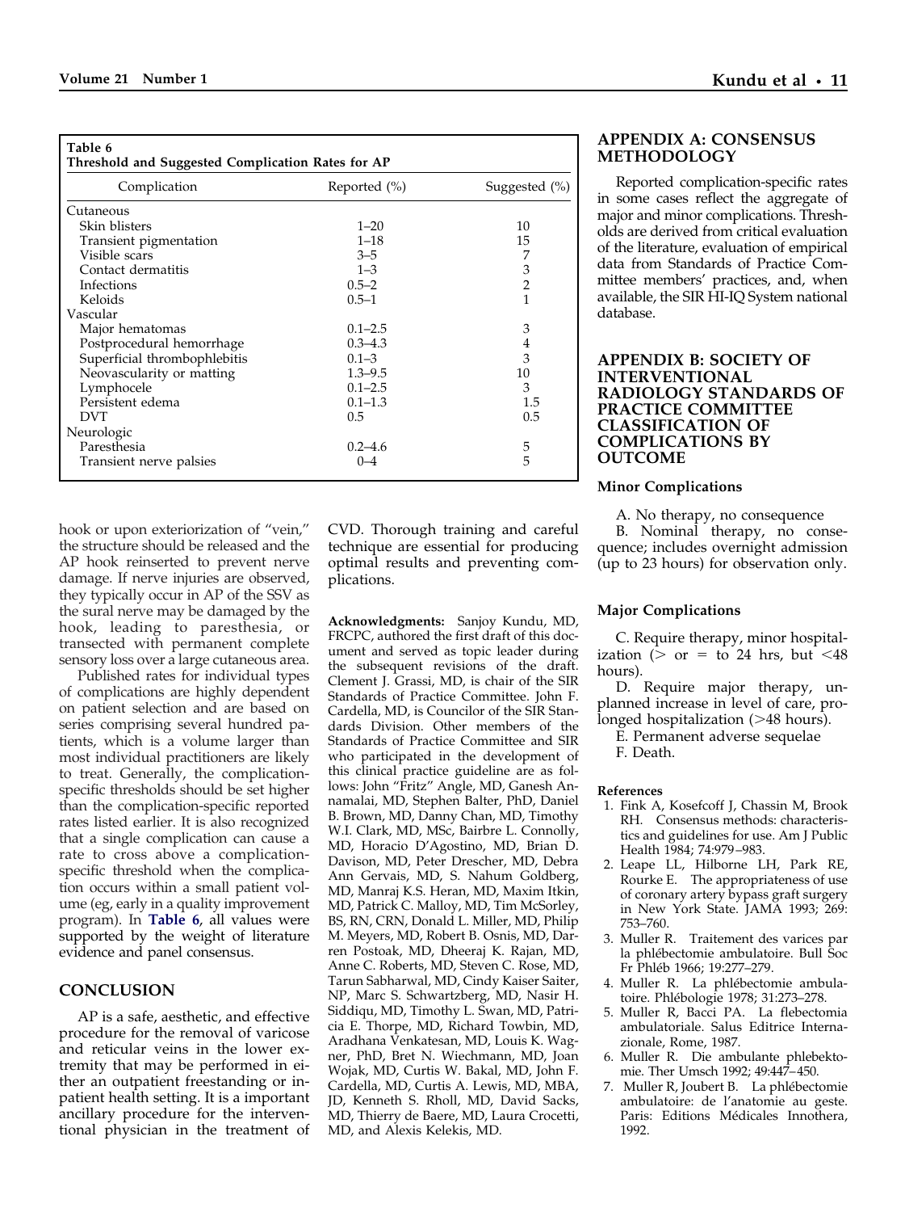**Table 6**
**Threshold and Suggested Complication Rates for AP**

| Complication | Reported (%) | Suggested (%) |
|---|---|---|
| Cutaneous | | |
| Skin blisters | 1–20 | 10 |
| Transient pigmentation | 1–18 | 15 |
| Visible scars | 3–5 | 7 |
| Contact dermatitis | 1–3 | 3 |
| Infections | 0.5–2 | 2 |
| Keloids | 0.5–1 | 1 |
| Vascular | | |
| Major hematomas | 0.1–2.5 | 3 |
| Postprocedural hemorrhage | 0.3–4.3 | 4 |
| Superficial thrombophlebitis | 0.1–3 | 3 |
| Neovascularity or matting | 1.3–9.5 | 10 |
| Lymphocele | 0.1–2.5 | 3 |
| Persistent edema | 0.1–1.3 | 1.5 |
| DVT | 0.5 | 0.5 |
| Neurologic | | |
| Paresthesia | 0.2–4.6 | 5 |
| Transient nerve palsies | 0–4 | 5 |

hook or upon exteriorization of "vein," the structure should be released and the AP hook reinserted to prevent nerve damage. If nerve injuries are observed, they typically occur in AP of the SSV as the sural nerve may be damaged by the hook, leading to paresthesia, or transected with permanent complete sensory loss over a large cutaneous area.

Published rates for individual types of complications are highly dependent on patient selection and are based on series comprising several hundred patients, which is a volume larger than most individual practitioners are likely to treat. Generally, the complication-specific thresholds should be set higher than the complication-specific reported rates listed earlier. It is also recognized that a single complication can cause a rate to cross above a complication-specific threshold when the complication occurs within a small patient volume (eg, early in a quality improvement program). In **Table 6**, all values were supported by the weight of literature evidence and panel consensus.

## CONCLUSION

AP is a safe, aesthetic, and effective procedure for the removal of varicose and reticular veins in the lower extremity that may be performed in either an outpatient freestanding or inpatient health setting. It is a important ancillary procedure for the interventional physician in the treatment of CVD. Thorough training and careful technique are essential for producing optimal results and preventing complications.

**Acknowledgments:** Sanjoy Kundu, MD, FRCPC, authored the first draft of this document and served as topic leader during the subsequent revisions of the draft. Clement J. Grassi, MD, is chair of the SIR Standards of Practice Committee. John F. Cardella, MD, is Councilor of the SIR Standards Division. Other members of the Standards of Practice Committee and SIR who participated in the development of this clinical practice guideline are as follows: John "Fritz" Angle, MD, Ganesh Annamalai, MD, Stephen Balter, PhD, Daniel B. Brown, MD, Danny Chan, MD, Timothy W.I. Clark, MD, MSc, Bairbre L. Connolly, MD, Horacio D'Agostino, MD, Brian D. Davison, MD, Peter Drescher, MD, Debra Ann Gervais, MD, S. Nahum Goldberg, MD, Manraj K.S. Heran, MD, Maxim Itkin, MD, Patrick C. Malloy, MD, Tim McSorley, BS, RN, CRN, Donald L. Miller, MD, Philip M. Meyers, MD, Robert B. Osnis, MD, Darren Postoak, MD, Dheeraj K. Rajan, MD, Anne C. Roberts, MD, Steven C. Rose, MD, Tarun Sabharwal, MD, Cindy Kaiser Saiter, NP, Marc S. Schwartzberg, MD, Nasir H. Siddiqu, MD, Timothy L. Swan, MD, Patricia E. Thorpe, MD, Richard Towbin, MD, Aradhana Venkatesan, MD, Louis K. Wagner, PhD, Bret N. Wiechmann, MD, Joan Wojak, MD, Curtis W. Bakal, MD, John F. Cardella, MD, Curtis A. Lewis, MD, MBA, JD, Kenneth S. Rholl, MD, David Sacks, MD, Thierry de Baere, MD, Laura Crocetti, MD, and Alexis Kelekis, MD.

## APPENDIX A: CONSENSUS METHODOLOGY

Reported complication-specific rates in some cases reflect the aggregate of major and minor complications. Thresholds are derived from critical evaluation of the literature, evaluation of empirical data from Standards of Practice Committee members' practices, and, when available, the SIR HI-IQ System national database.

## APPENDIX B: SOCIETY OF INTERVENTIONAL RADIOLOGY STANDARDS OF PRACTICE COMMITTEE CLASSIFICATION OF COMPLICATIONS BY OUTCOME

### Minor Complications

A. No therapy, no consequence

B. Nominal therapy, no consequence; includes overnight admission (up to 23 hours) for observation only.

### Major Complications

C. Require therapy, minor hospitalization (> or = to 24 hrs, but <48 hours).

D. Require major therapy, unplanned increase in level of care, prolonged hospitalization (>48 hours).

E. Permanent adverse sequelae

F. Death.

### References

1. Fink A, Kosefcoff J, Chassin M, Brook RH. Consensus methods: characteristics and guidelines for use. Am J Public Health 1984; 74:979–983.
2. Leape LL, Hilborne LH, Park RE, Rourke E. The appropriateness of use of coronary artery bypass graft surgery in New York State. JAMA 1993; 269: 753–760.
3. Muller R. Traitement des varices par la phlébectomie ambulatoire. Bull Soc Fr Phléb 1966; 19:277–279.
4. Muller R. La phlébectomie ambulatoire. Phlébologie 1978; 31:273–278.
5. Muller R, Bacci PA. La flebectomia ambulatoriale. Salus Editrice Internazionale, Rome, 1987.
6. Muller R. Die ambulante phlebektomie. Ther Umsch 1992; 49:447–450.
7. Muller R, Joubert B. La phlébectomie ambulatoire: de l'anatomie au geste. Paris: Editions Médicales Innothera, 1992.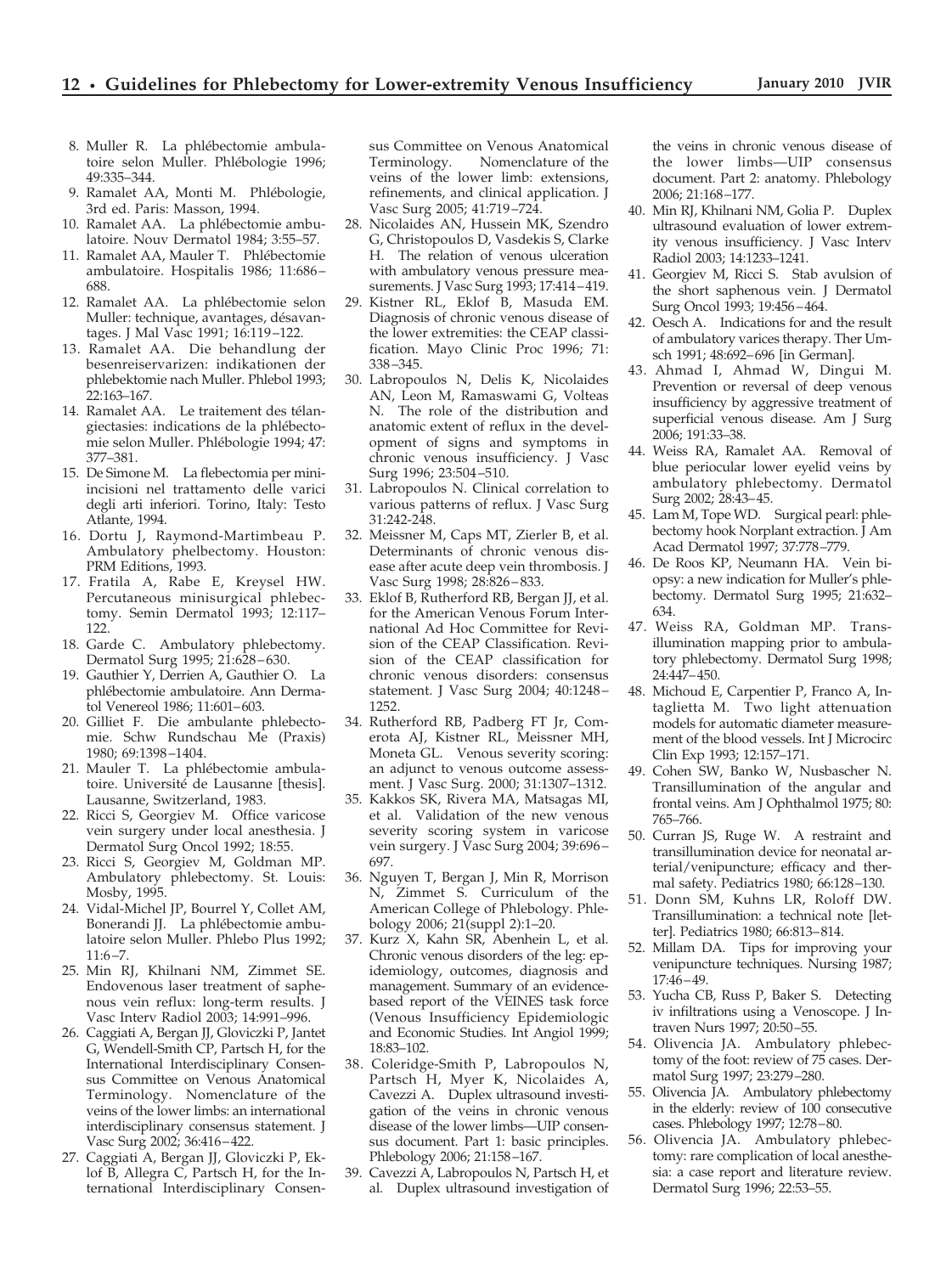8. Muller R. La phlébectomie ambulatoire selon Muller. Phlébologie 1996; 49:335–344.
9. Ramalet AA, Monti M. Phlébologie, 3rd ed. Paris: Masson, 1994.
10. Ramalet AA. La phlébectomie ambulatoire. Nouv Dermatol 1984; 3:55–57.
11. Ramalet AA, Mauler T. Phlébectomie ambulatoire. Hospitalis 1986; 11:686–688.
12. Ramalet AA. La phlébectomie selon Muller: technique, avantages, désavantages. J Mal Vasc 1991; 16:119–122.
13. Ramalet AA. Die behandlung der besenreiservarizen: indikationen der phlebektomie nach Muller. Phlebol 1993; 22:163–167.
14. Ramalet AA. Le traitement des télangiectasies: indications de la phlébectomie selon Muller. Phlébologie 1994; 47: 377–381.
15. De Simone M. La flebectomia per mini-incisioni nel trattamento delle varici degli arti inferiori. Torino, Italy: Testo Atlante, 1994.
16. Dortu J, Raymond-Martimbeau P. Ambulatory phelbectomy. Houston: PRM Editions, 1993.
17. Fratila A, Rabe E, Kreysel HW. Percutaneous minisurgical phlebectomy. Semin Dermatol 1993; 12:117–122.
18. Garde C. Ambulatory phlebectomy. Dermatol Surg 1995; 21:628–630.
19. Gauthier Y, Derrien A, Gauthier O. La phlébectomie ambulatoire. Ann Dermatol Venereol 1986; 11:601–603.
20. Gilliet F. Die ambulante phlebectomie. Schw Rundschau Me (Praxis) 1980; 69:1398–1404.
21. Mauler T. La phlébectomie ambulatoire. Université de Lausanne [thesis]. Lausanne, Switzerland, 1983.
22. Ricci S, Georgiev M. Office varicose vein surgery under local anesthesia. J Dermatol Surg Oncol 1992; 18:55.
23. Ricci S, Georgiev M, Goldman MP. Ambulatory phlebectomy. St. Louis: Mosby, 1995.
24. Vidal-Michel JP, Bourrel Y, Collet AM, Bonerandi JJ. La phlébectomie ambulatoire selon Muller. Phlebo Plus 1992; 11:6–7.
25. Min RJ, Khilnani NM, Zimmet SE. Endovenous laser treatment of saphenous vein reflux: long-term results. J Vasc Interv Radiol 2003; 14:991–996.
26. Caggiati A, Bergan JJ, Gloviczki P, Jantet G, Wendell-Smith CP, Partsch H, for the International Interdisciplinary Consensus Committee on Venous Anatomical Terminology. Nomenclature of the veins of the lower limbs: an international interdisciplinary consensus statement. J Vasc Surg 2002; 36:416–422.
27. Caggiati A, Bergan JJ, Gloviczki P, Eklof B, Allegra C, Partsch H, for the International Interdisciplinary Consensus Committee on Venous Anatomical Terminology. Nomenclature of the veins of the lower limb: extensions, refinements, and clinical application. J Vasc Surg 2005; 41:719–724.
28. Nicolaides AN, Hussein MK, Szendro G, Christopoulos D, Vasdekis S, Clarke H. The relation of venous ulceration with ambulatory venous pressure measurements. J Vasc Surg 1993; 17:414–419.
29. Kistner RL, Eklof B, Masuda EM. Diagnosis of chronic venous disease of the lower extremities: the CEAP classification. Mayo Clinic Proc 1996; 71: 338–345.
30. Labropoulos N, Delis K, Nicolaides AN, Leon M, Ramaswami G, Volteas N. The role of the distribution and anatomic extent of reflux in the development of signs and symptoms in chronic venous insufficiency. J Vasc Surg 1996; 23:504–510.
31. Labropoulos N. Clinical correlation to various patterns of reflux. J Vasc Surg 31:242-248.
32. Meissner M, Caps MT, Zierler B, et al. Determinants of chronic venous disease after acute deep vein thrombosis. J Vasc Surg 1998; 28:826–833.
33. Eklof B, Rutherford RB, Bergan JJ, et al. for the American Venous Forum International Ad Hoc Committee for Revision of the CEAP Classification. Revision of the CEAP classification for chronic venous disorders: consensus statement. J Vasc Surg 2004; 40:1248–1252.
34. Rutherford RB, Padberg FT Jr, Comerota AJ, Kistner RL, Meissner MH, Moneta GL. Venous severity scoring: an adjunct to venous outcome assessment. J Vasc Surg. 2000; 31:1307–1312.
35. Kakkos SK, Rivera MA, Matsagas MI, et al. Validation of the new venous severity scoring system in varicose vein surgery. J Vasc Surg 2004; 39:696–697.
36. Nguyen T, Bergan J, Min R, Morrison N, Zimmet S. Curriculum of the American College of Phlebology. Phlebology 2006; 21(suppl 2):1–20.
37. Kurz X, Kahn SR, Abenhein L, et al. Chronic venous disorders of the leg: epidemiology, outcomes, diagnosis and management. Summary of an evidence-based report of the VEINES task force (Venous Insufficiency Epidemiologic and Economic Studies. Int Angiol 1999; 18:83–102.
38. Coleridge-Smith P, Labropoulos N, Partsch H, Myer K, Nicolaides A, Cavezzi A. Duplex ultrasound investigation of the veins in chronic venous disease of the lower limbs—UIP consensus document. Part 1: basic principles. Phlebology 2006; 21:158–167.
39. Cavezzi A, Labropoulos N, Partsch H, et al. Duplex ultrasound investigation of the veins in chronic venous disease of the lower limbs—UIP consensus document. Part 2: anatomy. Phlebology 2006; 21:168–177.
40. Min RJ, Khilnani NM, Golia P. Duplex ultrasound evaluation of lower extremity venous insufficiency. J Vasc Interv Radiol 2003; 14:1233–1241.
41. Georgiev M, Ricci S. Stab avulsion of the short saphenous vein. J Dermatol Surg Oncol 1993; 19:456–464.
42. Oesch A. Indications for and the result of ambulatory varices therapy. Ther Umsch 1991; 48:692–696 [in German].
43. Ahmad I, Ahmad W, Dingui M. Prevention or reversal of deep venous insufficiency by aggressive treatment of superficial venous disease. Am J Surg 2006; 191:33–38.
44. Weiss RA, Ramalet AA. Removal of blue periocular lower eyelid veins by ambulatory phlebectomy. Dermatol Surg 2002; 28:43–45.
45. Lam M, Tope WD. Surgical pearl: phlebectomy hook Norplant extraction. J Am Acad Dermatol 1997; 37:778–779.
46. De Roos KP, Neumann HA. Vein biopsy: a new indication for Muller's phlebectomy. Dermatol Surg 1995; 21:632–634.
47. Weiss RA, Goldman MP. Transillumination mapping prior to ambulatory phlebectomy. Dermatol Surg 1998; 24:447–450.
48. Michoud E, Carpentier P, Franco A, Intaglietta M. Two light attenuation models for automatic diameter measurement of the blood vessels. Int J Microcirc Clin Exp 1993; 12:157–171.
49. Cohen SW, Banko W, Nusbascher N. Transillumination of the angular and frontal veins. Am J Ophthalmol 1975; 80: 765–766.
50. Curran JS, Ruge W. A restraint and transillumination device for neonatal arterial/venipuncture; efficacy and thermal safety. Pediatrics 1980; 66:128–130.
51. Donn SM, Kuhns LR, Roloff DW. Transillumination: a technical note [letter]. Pediatrics 1980; 66:813–814.
52. Millam DA. Tips for improving your venipuncture techniques. Nursing 1987; 17:46–49.
53. Yucha CB, Russ P, Baker S. Detecting iv infiltrations using a Venoscope. J Intraven Nurs 1997; 20:50–55.
54. Olivencia JA. Ambulatory phlebectomy of the foot: review of 75 cases. Dermatol Surg 1997; 23:279–280.
55. Olivencia JA. Ambulatory phlebectomy in the elderly: review of 100 consecutive cases. Phlebology 1997; 12:78–80.
56. Olivencia JA. Ambulatory phlebectomy: rare complication of local anesthesia: a case report and literature review. Dermatol Surg 1996; 22:53–55.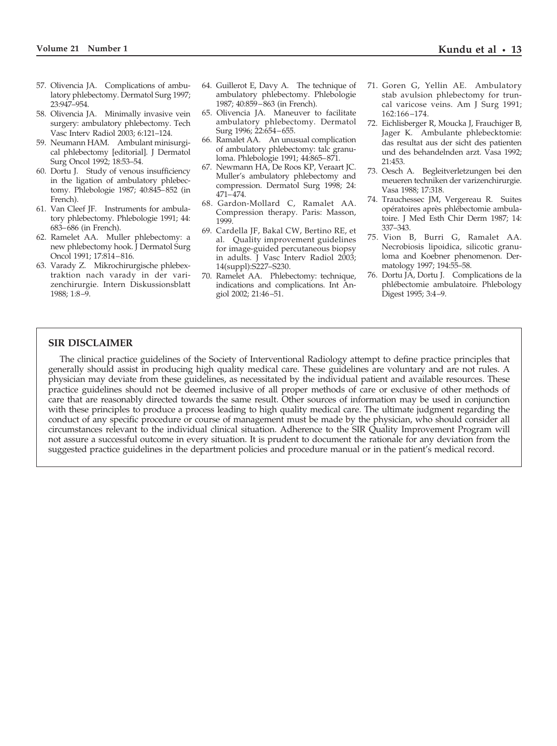57. Olivencia JA. Complications of ambulatory phlebectomy. Dermatol Surg 1997; 23:947–954.
58. Olivencia JA. Minimally invasive vein surgery: ambulatory phlebectomy. Tech Vasc Interv Radiol 2003; 6:121–124.
59. Neumann HAM. Ambulant minisurgical phlebectomy [editorial]. J Dermatol Surg Oncol 1992; 18:53–54.
60. Dortu J. Study of venous insufficiency in the ligation of ambulatory phlebectomy. Phlebologie 1987; 40:845–852 (in French).
61. Van Cleef JF. Instruments for ambulatory phlebectomy. Phlebologie 1991; 44: 683–686 (in French).
62. Ramelet AA. Muller phlebectomy: a new phlebectomy hook. J Dermatol Surg Oncol 1991; 17:814–816.
63. Varady Z. Mikrochirurgische phlebextraktion nach varady in der varizenchirurgie. Intern Diskussionsblatt 1988; 1:8–9.
64. Guillerot E, Davy A. The technique of ambulatory phlebectomy. Phlebologie 1987; 40:859–863 (in French).
65. Olivencia JA. Maneuver to facilitate ambulatory phlebectomy. Dermatol Surg 1996; 22:654–655.
66. Ramalet AA. An unusual complication of ambulatory phlebectomy: talc granuloma. Phlebologie 1991; 44:865–871.
67. Newmann HA, De Roos KP, Veraart JC. Muller's ambulatory phlebectomy and compression. Dermatol Surg 1998; 24: 471–474.
68. Gardon-Mollard C, Ramalet AA. Compression therapy. Paris: Masson, 1999.
69. Cardella JF, Bakal CW, Bertino RE, et al. Quality improvement guidelines for image-guided percutaneous biopsy in adults. J Vasc Interv Radiol 2003; 14(suppl):S227–S230.
70. Ramelet AA. Phlebectomy: technique, indications and complications. Int Angiol 2002; 21:46–51.
71. Goren G, Yellin AE. Ambulatory stab avulsion phlebectomy for truncal varicose veins. Am J Surg 1991; 162:166–174.
72. Eichlisberger R, Moucka J, Frauchiger B, Jager K. Ambulante phlebecktomie: das resultat aus der sicht des patienten und des behandelnden arzt. Vasa 1992; 21:453.
73. Oesch A. Begleitverletzungen bei den meueren techniken der varizenchirurgie. Vasa 1988; 17:318.
74. Trauchessec JM, Vergereau R. Suites opératoires après phlébectomie ambulatoire. J Med Esth Chir Derm 1987; 14: 337–343.
75. Vion B, Burri G, Ramalet AA. Necrobiosis lipoidica, silicotic granuloma and Koebner phenomenon. Dermatology 1997; 194:55–58.
76. Dortu JA, Dortu J. Complications de la phlébectomie ambulatoire. Phlebology Digest 1995; 3:4–9.

## SIR DISCLAIMER

The clinical practice guidelines of the Society of Interventional Radiology attempt to define practice principles that generally should assist in producing high quality medical care. These guidelines are voluntary and are not rules. A physician may deviate from these guidelines, as necessitated by the individual patient and available resources. These practice guidelines should not be deemed inclusive of all proper methods of care or exclusive of other methods of care that are reasonably directed towards the same result. Other sources of information may be used in conjunction with these principles to produce a process leading to high quality medical care. The ultimate judgment regarding the conduct of any specific procedure or course of management must be made by the physician, who should consider all circumstances relevant to the individual clinical situation. Adherence to the SIR Quality Improvement Program will not assure a successful outcome in every situation. It is prudent to document the rationale for any deviation from the suggested practice guidelines in the department policies and procedure manual or in the patient's medical record.